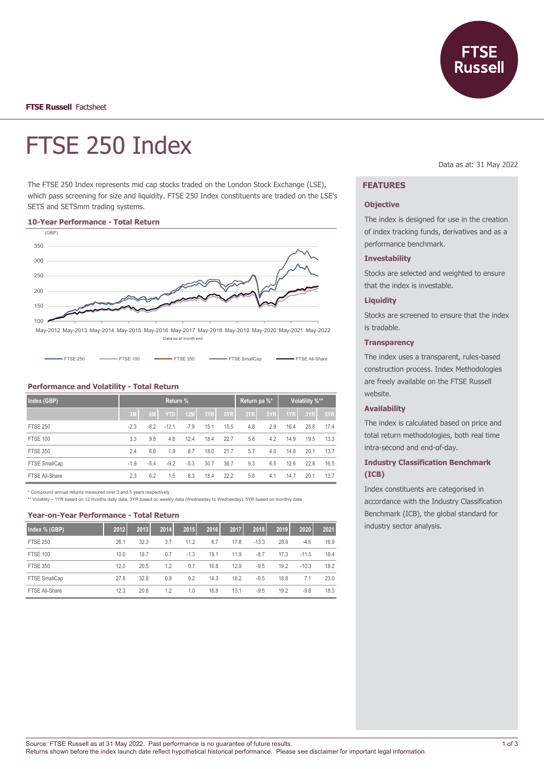**FTSE Russell** Factsheet

# FTSE 250 Index

Data as at: 31 May 2022

The FTSE 250 Index represents mid cap stocks traded on the London Stock Exchange (LSE), which pass screening for size and liquidity. FTSE 250 Index constituents are traded on the LSE's SETS and SETSmm trading systems.

### 10-Year Performance - Total Return

(GBP)

Data as at month end

FTSE 250 — FTSE 100 — FTSE 350 — FTSE SmallCap — FTSE All-Share

### Performance and Volatility - Total Return

| Index (GBP) | Return % | | | | | | Return pa %* | | Volatility %** | | |
|---|---|---|---|---|---|---|---|---|---|---|---|
| | 3M | 6M | YTD | 12M | 3YR | 5YR | 3YR | 5YR | 1YR | 3YR | 5YR |
| FTSE 250 | -2.3 | -8.2 | -12.1 | -7.9 | 15.1 | 15.5 | 4.8 | 2.9 | 16.4 | 25.8 | 17.4 |
| FTSE 100 | 3.3 | 9.8 | 4.8 | 12.4 | 18.4 | 22.7 | 5.8 | 4.2 | 14.9 | 19.5 | 13.3 |
| FTSE 350 | 2.4 | 6.6 | 1.9 | 8.7 | 18.0 | 21.7 | 5.7 | 4.0 | 14.8 | 20.1 | 13.7 |
| FTSE SmallCap | -1.9 | -5.4 | -9.2 | -5.3 | 30.7 | 36.7 | 9.3 | 6.5 | 12.6 | 22.8 | 16.5 |
| FTSE All-Share | 2.3 | 6.2 | 1.5 | 8.3 | 18.4 | 22.2 | 5.8 | 4.1 | 14.7 | 20.1 | 13.7 |

\* Compound annual returns measured over 3 and 5 years respectively
\*\* Volatility – 1YR based on 12 months daily data. 3YR based on weekly data (Wednesday to Wednesday). 5YR based on monthly data

### Year-on-Year Performance - Total Return

| Index % (GBP) | 2012 | 2013 | 2014 | 2015 | 2016 | 2017 | 2018 | 2019 | 2020 | 2021 |
|---|---|---|---|---|---|---|---|---|---|---|
| FTSE 250 | 26.1 | 32.3 | 3.7 | 11.2 | 6.7 | 17.8 | -13.3 | 28.9 | -4.6 | 16.9 |
| FTSE 100 | 10.0 | 18.7 | 0.7 | -1.3 | 19.1 | 11.9 | -8.7 | 17.3 | -11.5 | 18.4 |
| FTSE 350 | 12.0 | 20.5 | 1.2 | 0.7 | 16.8 | 12.9 | -9.5 | 19.2 | -10.3 | 18.2 |
| FTSE SmallCap | 27.8 | 32.8 | 0.9 | 9.2 | 14.3 | 18.2 | -9.5 | 18.8 | 7.1 | 23.0 |
| FTSE All-Share | 12.3 | 20.8 | 1.2 | 1.0 | 16.8 | 13.1 | -9.5 | 19.2 | -9.8 | 18.3 |

## FEATURES

### Objective

The index is designed for use in the creation of index tracking funds, derivatives and as a performance benchmark.

### Investability

Stocks are selected and weighted to ensure that the index is investable.

### Liquidity

Stocks are screened to ensure that the index is tradable.

### Transparency

The index uses a transparent, rules-based construction process. Index Methodologies are freely available on the FTSE Russell website.

### Availability

The index is calculated based on price and total return methodologies, both real time intra-second and end-of-day.

### Industry Classification Benchmark (ICB)

Index constituents are categorised in accordance with the Industry Classification Benchmark (ICB), the global standard for industry sector analysis.

Source: FTSE Russell as at 31 May 2022. Past performance is no guarantee of future results.
Returns shown before the index launch date reflect hypothetical historical performance. Please see disclaimer for important legal information.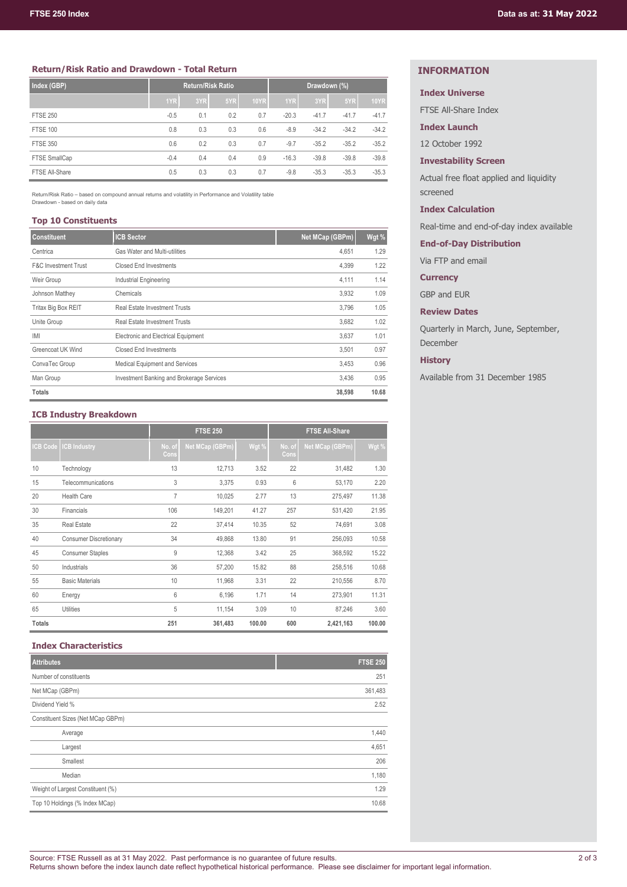## Return/Risk Ratio and Drawdown - Total Return

| Index (GBP) | Return/Risk Ratio | | | | Drawdown (%) | | | |
|---|---|---|---|---|---|---|---|---|
| | 1YR | 3YR | 5YR | 10YR | 1YR | 3YR | 5YR | 10YR |
| FTSE 250 | -0.5 | 0.1 | 0.2 | 0.7 | -20.3 | -41.7 | -41.7 | -41.7 |
| FTSE 100 | 0.8 | 0.3 | 0.3 | 0.6 | -8.9 | -34.2 | -34.2 | -34.2 |
| FTSE 350 | 0.6 | 0.2 | 0.3 | 0.7 | -9.7 | -35.2 | -35.2 | -35.2 |
| FTSE SmallCap | -0.4 | 0.4 | 0.4 | 0.9 | -16.3 | -39.8 | -39.8 | -39.8 |
| FTSE All-Share | 0.5 | 0.3 | 0.3 | 0.7 | -9.8 | -35.3 | -35.3 | -35.3 |

Return/Risk Ratio – based on compound annual returns and volatility in Performance and Volatility table
Drawdown - based on daily data

## Top 10 Constituents

| Constituent | ICB Sector | Net MCap (GBPm) | Wgt % |
|---|---|---|---|
| Centrica | Gas Water and Multi-utilities | 4,651 | 1.29 |
| F&C Investment Trust | Closed End Investments | 4,399 | 1.22 |
| Weir Group | Industrial Engineering | 4,111 | 1.14 |
| Johnson Matthey | Chemicals | 3,932 | 1.09 |
| Tritax Big Box REIT | Real Estate Investment Trusts | 3,796 | 1.05 |
| Unite Group | Real Estate Investment Trusts | 3,682 | 1.02 |
| IMI | Electronic and Electrical Equipment | 3,637 | 1.01 |
| Greencoat UK Wind | Closed End Investments | 3,501 | 0.97 |
| ConvaTec Group | Medical Equipment and Services | 3,453 | 0.96 |
| Man Group | Investment Banking and Brokerage Services | 3,436 | 0.95 |
| **Totals** | | **38,598** | **10.68** |

## ICB Industry Breakdown

| | | FTSE 250 | | | FTSE All-Share | | |
|---|---|---|---|---|---|---|---|
| ICB Code | ICB Industry | No. of Cons | Net MCap (GBPm) | Wgt % | No. of Cons | Net MCap (GBPm) | Wgt % |
| 10 | Technology | 13 | 12,713 | 3.52 | 22 | 31,482 | 1.30 |
| 15 | Telecommunications | 3 | 3,375 | 0.93 | 6 | 53,170 | 2.20 |
| 20 | Health Care | 7 | 10,025 | 2.77 | 13 | 275,497 | 11.38 |
| 30 | Financials | 106 | 149,201 | 41.27 | 257 | 531,420 | 21.95 |
| 35 | Real Estate | 22 | 37,414 | 10.35 | 52 | 74,691 | 3.08 |
| 40 | Consumer Discretionary | 34 | 49,868 | 13.80 | 91 | 256,093 | 10.58 |
| 45 | Consumer Staples | 9 | 12,368 | 3.42 | 25 | 368,592 | 15.22 |
| 50 | Industrials | 36 | 57,200 | 15.82 | 88 | 258,516 | 10.68 |
| 55 | Basic Materials | 10 | 11,968 | 3.31 | 22 | 210,556 | 8.70 |
| 60 | Energy | 6 | 6,196 | 1.71 | 14 | 273,901 | 11.31 |
| 65 | Utilities | 5 | 11,154 | 3.09 | 10 | 87,246 | 3.60 |
| **Totals** | | **251** | **361,483** | **100.00** | **600** | **2,421,163** | **100.00** |

## Index Characteristics

| Attributes | FTSE 250 |
|---|---|
| Number of constituents | 251 |
| Net MCap (GBPm) | 361,483 |
| Dividend Yield % | 2.52 |
| Constituent Sizes (Net MCap GBPm) | |
| Average | 1,440 |
| Largest | 4,651 |
| Smallest | 206 |
| Median | 1,180 |
| Weight of Largest Constituent (%) | 1.29 |
| Top 10 Holdings (% Index MCap) | 10.68 |

## INFORMATION

**Index Universe**

FTSE All-Share Index

**Index Launch**

12 October 1992

**Investability Screen**

Actual free float applied and liquidity screened

**Index Calculation**

Real-time and end-of-day index available

**End-of-Day Distribution**

Via FTP and email

**Currency**

GBP and EUR

**Review Dates**

Quarterly in March, June, September, December

**History**

Available from 31 December 1985

Source: FTSE Russell as at 31 May 2022. Past performance is no guarantee of future results.
Returns shown before the index launch date reflect hypothetical historical performance. Please see disclaimer for important legal information.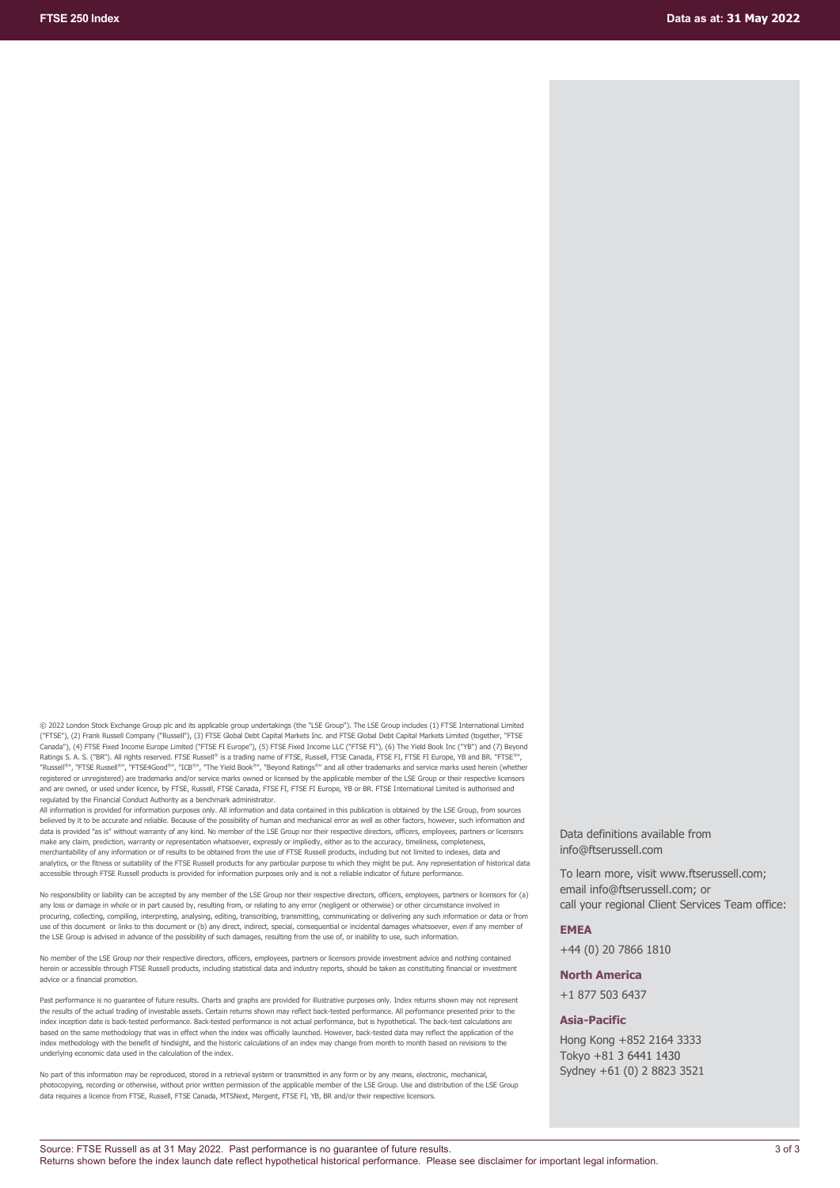© 2022 London Stock Exchange Group plc and its applicable group undertakings (the "LSE Group"). The LSE Group includes (1) FTSE International Limited ("FTSE"), (2) Frank Russell Company ("Russell"), (3) FTSE Global Debt Capital Markets Inc. and FTSE Global Debt Capital Markets Limited (together, "FTSE Canada"), (4) FTSE Fixed Income Europe Limited ("FTSE FI Europe"), (5) FTSE Fixed Income LLC ("FTSE FI"), (6) The Yield Book Inc ("YB") and (7) Beyond Ratings S. A. S. ("BR"). All rights reserved. FTSE Russell® is a trading name of FTSE, Russell, FTSE Canada, FTSE FI, FTSE FI Europe, YB and BR. "FTSE®", "Russell®", "FTSE Russell®", "FTSE4Good®", "ICB®", "The Yield Book®", "Beyond Ratings®" and all other trademarks and service marks used herein (whether registered or unregistered) are trademarks and/or service marks owned or licensed by the applicable member of the LSE Group or their respective licensors and are owned, or used under licence, by FTSE, Russell, FTSE Canada, FTSE FI, FTSE FI Europe, YB or BR. FTSE International Limited is authorised and regulated by the Financial Conduct Authority as a benchmark administrator.

All information is provided for information purposes only. All information and data contained in this publication is obtained by the LSE Group, from sources believed by it to be accurate and reliable. Because of the possibility of human and mechanical error as well as other factors, however, such information and data is provided "as is" without warranty of any kind. No member of the LSE Group nor their respective directors, officers, employees, partners or licensors make any claim, prediction, warranty or representation whatsoever, expressly or impliedly, either as to the accuracy, timeliness, completeness, merchantability of any information or of results to be obtained from the use of FTSE Russell products, including but not limited to indexes, data and analytics, or the fitness or suitability of the FTSE Russell products for any particular purpose to which they might be put. Any representation of historical data accessible through FTSE Russell products is provided for information purposes only and is not a reliable indicator of future performance.

No responsibility or liability can be accepted by any member of the LSE Group nor their respective directors, officers, employees, partners or licensors for (a) any loss or damage in whole or in part caused by, resulting from, or relating to any error (negligent or otherwise) or other circumstance involved in procuring, collecting, compiling, interpreting, analysing, editing, transcribing, transmitting, communicating or delivering any such information or data or from use of this document or links to this document or (b) any direct, indirect, special, consequential or incidental damages whatsoever, even if any member of the LSE Group is advised in advance of the possibility of such damages, resulting from the use of, or inability to use, such information.

No member of the LSE Group nor their respective directors, officers, employees, partners or licensors provide investment advice and nothing contained herein or accessible through FTSE Russell products, including statistical data and industry reports, should be taken as constituting financial or investment advice or a financial promotion.

Past performance is no guarantee of future results. Charts and graphs are provided for illustrative purposes only. Index returns shown may not represent the results of the actual trading of investable assets. Certain returns shown may reflect back-tested performance. All performance presented prior to the index inception date is back-tested performance. Back-tested performance is not actual performance, but is hypothetical. The back-test calculations are based on the same methodology that was in effect when the index was officially launched. However, back-tested data may reflect the application of the index methodology with the benefit of hindsight, and the historic calculations of an index may change from month to month based on revisions to the underlying economic data used in the calculation of the index.

No part of this information may be reproduced, stored in a retrieval system or transmitted in any form or by any means, electronic, mechanical, photocopying, recording or otherwise, without prior written permission of the applicable member of the LSE Group. Use and distribution of the LSE Group data requires a licence from FTSE, Russell, FTSE Canada, MTSNext, Mergent, FTSE FI, YB, BR and/or their respective licensors.

Data definitions available from info@ftserussell.com

To learn more, visit www.ftserussell.com; email info@ftserussell.com; or call your regional Client Services Team office:

**EMEA**

+44 (0) 20 7866 1810

**North America**

+1 877 503 6437

**Asia-Pacific**

Hong Kong +852 2164 3333
Tokyo +81 3 6441 1430
Sydney +61 (0) 2 8823 3521

Source: FTSE Russell as at 31 May 2022. Past performance is no guarantee of future results.
Returns shown before the index launch date reflect hypothetical historical performance. Please see disclaimer for important legal information.